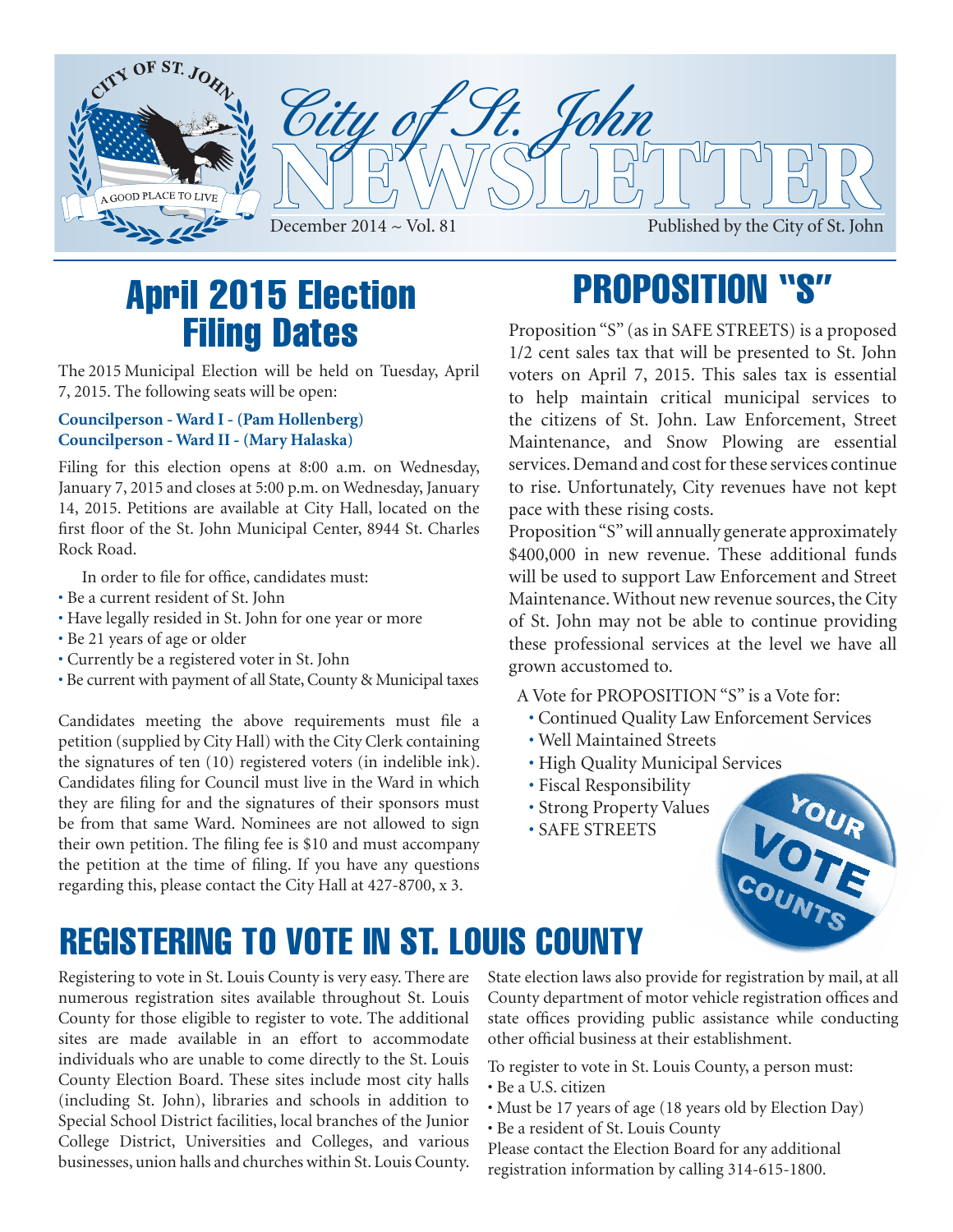# City of St. John NEWSLETTER

December 2014 ~ Vol. 81

Published by the City of St. John

## April 2015 Election Filing Dates

The 2015 Municipal Election will be held on Tuesday, April 7, 2015. The following seats will be open:

**Councilperson - Ward I - (Pam Hollenberg)**
**Councilperson - Ward II - (Mary Halaska)**

Filing for this election opens at 8:00 a.m. on Wednesday, January 7, 2015 and closes at 5:00 p.m. on Wednesday, January 14, 2015. Petitions are available at City Hall, located on the first floor of the St. John Municipal Center, 8944 St. Charles Rock Road.

In order to file for office, candidates must:

- Be a current resident of St. John
- Have legally resided in St. John for one year or more
- Be 21 years of age or older
- Currently be a registered voter in St. John
- Be current with payment of all State, County & Municipal taxes

Candidates meeting the above requirements must file a petition (supplied by City Hall) with the City Clerk containing the signatures of ten (10) registered voters (in indelible ink). Candidates filing for Council must live in the Ward in which they are filing for and the signatures of their sponsors must be from that same Ward. Nominees are not allowed to sign their own petition. The filing fee is $10 and must accompany the petition at the time of filing. If you have any questions regarding this, please contact the City Hall at 427-8700, x 3.

## PROPOSITION "S"

Proposition "S" (as in SAFE STREETS) is a proposed 1/2 cent sales tax that will be presented to St. John voters on April 7, 2015. This sales tax is essential to help maintain critical municipal services to the citizens of St. John. Law Enforcement, Street Maintenance, and Snow Plowing are essential services. Demand and cost for these services continue to rise. Unfortunately, City revenues have not kept pace with these rising costs.

Proposition "S" will annually generate approximately $400,000 in new revenue. These additional funds will be used to support Law Enforcement and Street Maintenance. Without new revenue sources, the City of St. John may not be able to continue providing these professional services at the level we have all grown accustomed to.

A Vote for PROPOSITION "S" is a Vote for:

- Continued Quality Law Enforcement Services
- Well Maintained Streets
- High Quality Municipal Services
- Fiscal Responsibility
- Strong Property Values
- SAFE STREETS

YOUR VOTE COUNTS

## REGISTERING TO VOTE IN ST. LOUIS COUNTY

Registering to vote in St. Louis County is very easy. There are numerous registration sites available throughout St. Louis County for those eligible to register to vote. The additional sites are made available in an effort to accommodate individuals who are unable to come directly to the St. Louis County Election Board. These sites include most city halls (including St. John), libraries and schools in addition to Special School District facilities, local branches of the Junior College District, Universities and Colleges, and various businesses, union halls and churches within St. Louis County.

State election laws also provide for registration by mail, at all County department of motor vehicle registration offices and state offices providing public assistance while conducting other official business at their establishment.

To register to vote in St. Louis County, a person must:

- Be a U.S. citizen
- Must be 17 years of age (18 years old by Election Day)
- Be a resident of St. Louis County

Please contact the Election Board for any additional registration information by calling 314-615-1800.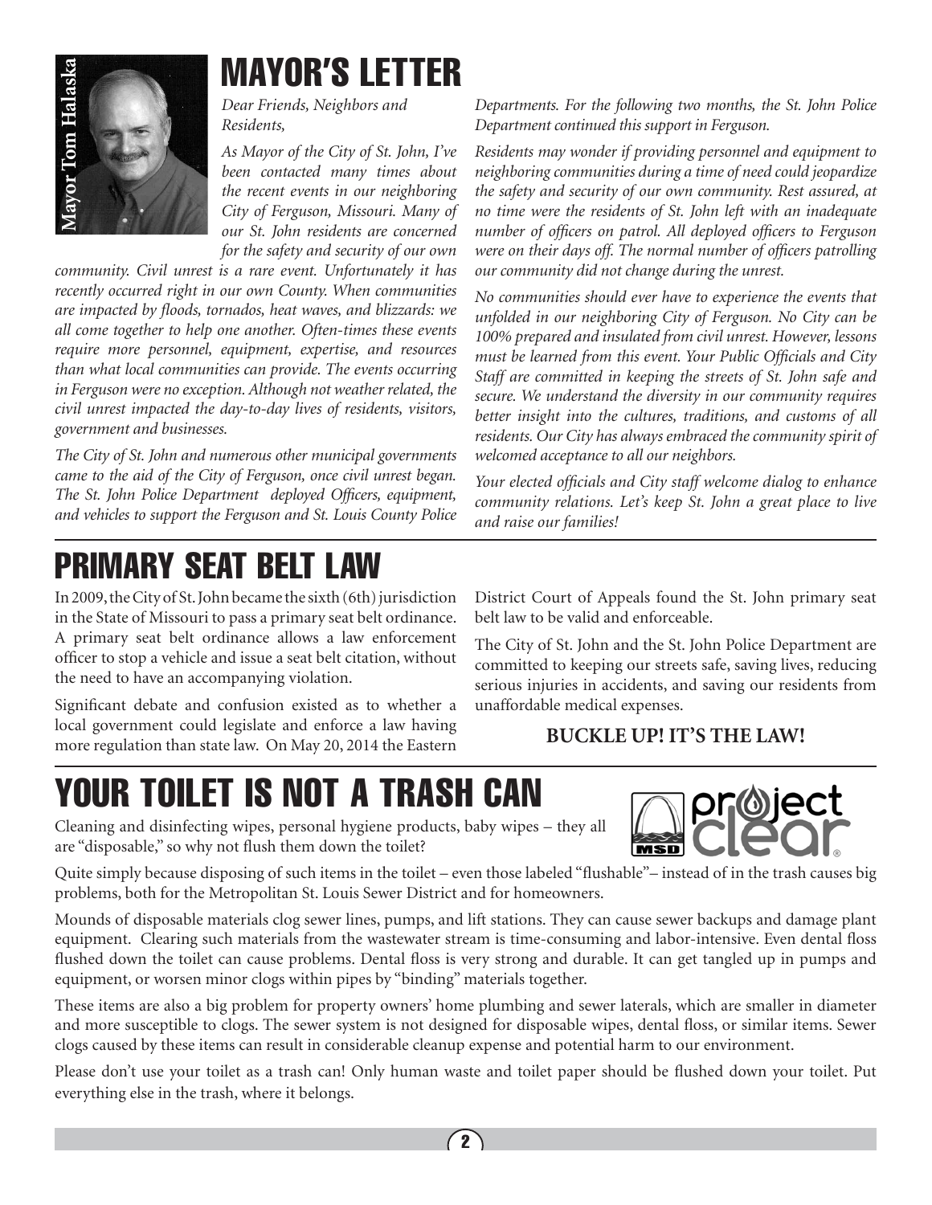# MAYOR'S LETTER

Mayor Tom Halaska

*Dear Friends, Neighbors and Residents,*

*As Mayor of the City of St. John, I've been contacted many times about the recent events in our neighboring City of Ferguson, Missouri. Many of our St. John residents are concerned for the safety and security of our own community. Civil unrest is a rare event. Unfortunately it has recently occurred right in our own County. When communities are impacted by floods, tornados, heat waves, and blizzards: we all come together to help one another. Often-times these events require more personnel, equipment, expertise, and resources than what local communities can provide. The events occurring in Ferguson were no exception. Although not weather related, the civil unrest impacted the day-to-day lives of residents, visitors, government and businesses.*

*The City of St. John and numerous other municipal governments came to the aid of the City of Ferguson, once civil unrest began. The St. John Police Department deployed Officers, equipment, and vehicles to support the Ferguson and St. Louis County Police Departments. For the following two months, the St. John Police Department continued this support in Ferguson.*

*Residents may wonder if providing personnel and equipment to neighboring communities during a time of need could jeopardize the safety and security of our own community. Rest assured, at no time were the residents of St. John left with an inadequate number of officers on patrol. All deployed officers to Ferguson were on their days off. The normal number of officers patrolling our community did not change during the unrest.*

*No communities should ever have to experience the events that unfolded in our neighboring City of Ferguson. No City can be 100% prepared and insulated from civil unrest. However, lessons must be learned from this event. Your Public Officials and City Staff are committed in keeping the streets of St. John safe and secure. We understand the diversity in our community requires better insight into the cultures, traditions, and customs of all residents. Our City has always embraced the community spirit of welcomed acceptance to all our neighbors.*

*Your elected officials and City staff welcome dialog to enhance community relations. Let's keep St. John a great place to live and raise our families!*

# PRIMARY SEAT BELT LAW

In 2009, the City of St. John became the sixth (6th) jurisdiction in the State of Missouri to pass a primary seat belt ordinance. A primary seat belt ordinance allows a law enforcement officer to stop a vehicle and issue a seat belt citation, without the need to have an accompanying violation.

Significant debate and confusion existed as to whether a local government could legislate and enforce a law having more regulation than state law. On May 20, 2014 the Eastern District Court of Appeals found the St. John primary seat belt law to be valid and enforceable.

The City of St. John and the St. John Police Department are committed to keeping our streets safe, saving lives, reducing serious injuries in accidents, and saving our residents from unaffordable medical expenses.

**BUCKLE UP! IT'S THE LAW!**

# YOUR TOILET IS NOT A TRASH CAN

MSD project clear®

Cleaning and disinfecting wipes, personal hygiene products, baby wipes – they all are "disposable," so why not flush them down the toilet?

Quite simply because disposing of such items in the toilet – even those labeled "flushable"– instead of in the trash causes big problems, both for the Metropolitan St. Louis Sewer District and for homeowners.

Mounds of disposable materials clog sewer lines, pumps, and lift stations. They can cause sewer backups and damage plant equipment. Clearing such materials from the wastewater stream is time-consuming and labor-intensive. Even dental floss flushed down the toilet can cause problems. Dental floss is very strong and durable. It can get tangled up in pumps and equipment, or worsen minor clogs within pipes by "binding" materials together.

These items are also a big problem for property owners' home plumbing and sewer laterals, which are smaller in diameter and more susceptible to clogs. The sewer system is not designed for disposable wipes, dental floss, or similar items. Sewer clogs caused by these items can result in considerable cleanup expense and potential harm to our environment.

Please don't use your toilet as a trash can! Only human waste and toilet paper should be flushed down your toilet. Put everything else in the trash, where it belongs.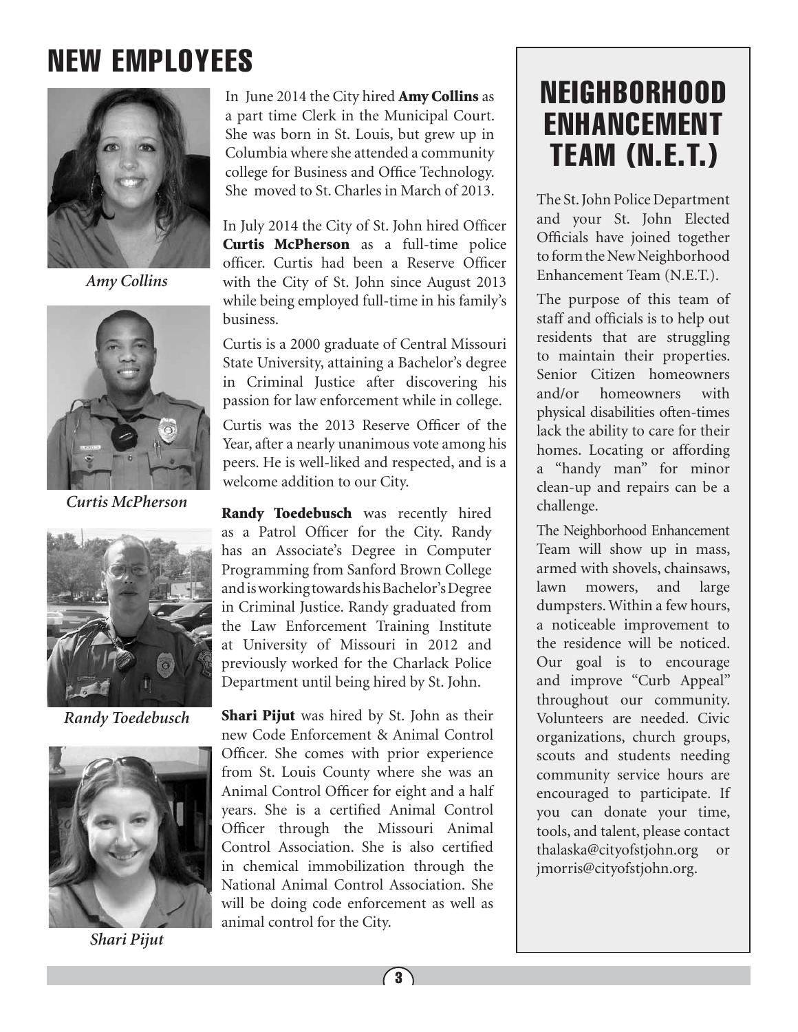# NEW EMPLOYEES

*Amy Collins*

*Curtis McPherson*

*Randy Toedebusch*

*Shari Pijut*

In June 2014 the City hired **Amy Collins** as a part time Clerk in the Municipal Court. She was born in St. Louis, but grew up in Columbia where she attended a community college for Business and Office Technology. She moved to St. Charles in March of 2013.

In July 2014 the City of St. John hired Officer **Curtis McPherson** as a full-time police officer. Curtis had been a Reserve Officer with the City of St. John since August 2013 while being employed full-time in his family's business.

Curtis is a 2000 graduate of Central Missouri State University, attaining a Bachelor's degree in Criminal Justice after discovering his passion for law enforcement while in college.

Curtis was the 2013 Reserve Officer of the Year, after a nearly unanimous vote among his peers. He is well-liked and respected, and is a welcome addition to our City.

**Randy Toedebusch** was recently hired as a Patrol Officer for the City. Randy has an Associate's Degree in Computer Programming from Sanford Brown College and is working towards his Bachelor's Degree in Criminal Justice. Randy graduated from the Law Enforcement Training Institute at University of Missouri in 2012 and previously worked for the Charlack Police Department until being hired by St. John.

**Shari Pijut** was hired by St. John as their new Code Enforcement & Animal Control Officer. She comes with prior experience from St. Louis County where she was an Animal Control Officer for eight and a half years. She is a certified Animal Control Officer through the Missouri Animal Control Association. She is also certified in chemical immobilization through the National Animal Control Association. She will be doing code enforcement as well as animal control for the City.

# NEIGHBORHOOD ENHANCEMENT TEAM (N.E.T.)

The St. John Police Department and your St. John Elected Officials have joined together to form the New Neighborhood Enhancement Team (N.E.T.).

The purpose of this team of staff and officials is to help out residents that are struggling to maintain their properties. Senior Citizen homeowners and/or homeowners with physical disabilities often-times lack the ability to care for their homes. Locating or affording a "handy man" for minor clean-up and repairs can be a challenge.

The Neighborhood Enhancement Team will show up in mass, armed with shovels, chainsaws, lawn mowers, and large dumpsters. Within a few hours, a noticeable improvement to the residence will be noticed. Our goal is to encourage and improve "Curb Appeal" throughout our community. Volunteers are needed. Civic organizations, church groups, scouts and students needing community service hours are encouraged to participate. If you can donate your time, tools, and talent, please contact thalaska@cityofstjohn.org or jmorris@cityofstjohn.org.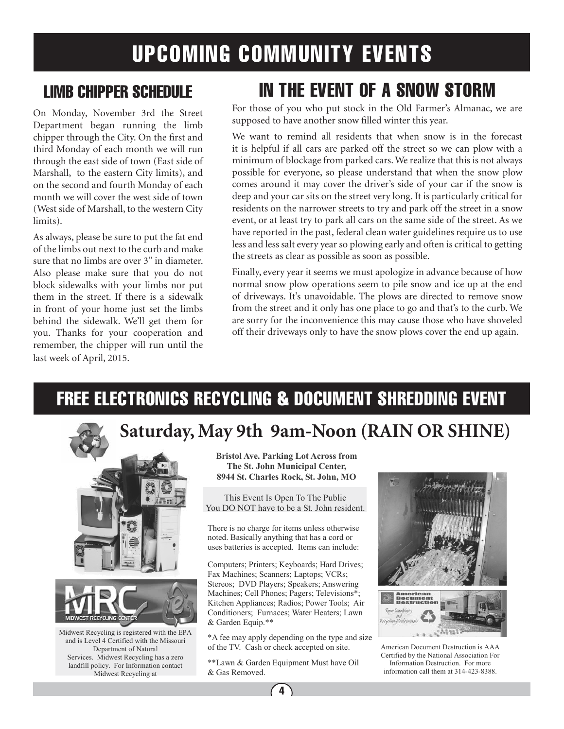# UPCOMING COMMUNITY EVENTS

## LIMB CHIPPER SCHEDULE

On Monday, November 3rd the Street Department began running the limb chipper through the City. On the first and third Monday of each month we will run through the east side of town (East side of Marshall, to the eastern City limits), and on the second and fourth Monday of each month we will cover the west side of town (West side of Marshall, to the western City limits).

As always, please be sure to put the fat end of the limbs out next to the curb and make sure that no limbs are over 3" in diameter. Also please make sure that you do not block sidewalks with your limbs nor put them in the street. If there is a sidewalk in front of your home just set the limbs behind the sidewalk. We'll get them for you. Thanks for your cooperation and remember, the chipper will run until the last week of April, 2015.

## IN THE EVENT OF A SNOW STORM

For those of you who put stock in the Old Farmer's Almanac, we are supposed to have another snow filled winter this year.

We want to remind all residents that when snow is in the forecast it is helpful if all cars are parked off the street so we can plow with a minimum of blockage from parked cars. We realize that this is not always possible for everyone, so please understand that when the snow plow comes around it may cover the driver's side of your car if the snow is deep and your car sits on the street very long. It is particularly critical for residents on the narrower streets to try and park off the street in a snow event, or at least try to park all cars on the same side of the street. As we have reported in the past, federal clean water guidelines require us to use less and less salt every year so plowing early and often is critical to getting the streets as clear as possible as soon as possible.

Finally, every year it seems we must apologize in advance because of how normal snow plow operations seem to pile snow and ice up at the end of driveways. It's unavoidable. The plows are directed to remove snow from the street and it only has one place to go and that's to the curb. We are sorry for the inconvenience this may cause those who have shoveled off their driveways only to have the snow plows cover the end up again.

# FREE ELECTRONICS RECYCLING & DOCUMENT SHREDDING EVENT

## Saturday, May 9th 9am-Noon (RAIN OR SHINE)

**Bristol Ave. Parking Lot Across from The St. John Municipal Center, 8944 St. Charles Rock, St. John, MO**

This Event Is Open To The Public
You DO NOT have to be a St. John resident.

There is no charge for items unless otherwise noted. Basically anything that has a cord or uses batteries is accepted. Items can include:

Computers; Printers; Keyboards; Hard Drives; Fax Machines; Scanners; Laptops; VCRs; Stereos; DVD Players; Speakers; Answering Machines; Cell Phones; Pagers; Televisions*; Kitchen Appliances; Radios; Power Tools; Air Conditioners; Furnaces; Water Heaters; Lawn & Garden Equip.**

*A fee may apply depending on the type and size of the TV. Cash or check accepted on site.

**Lawn & Garden Equipment Must have Oil & Gas Removed.

MRC Midwest Recycling Center

Midwest Recycling is registered with the EPA and is Level 4 Certified with the Missouri Department of Natural Services. Midwest Recycling has a zero landfill policy. For Information contact Midwest Recycling at

American Document Destruction – Paper Shredding and Recycling Professionals

American Document Destruction is AAA Certified by the National Association For Information Destruction. For more information call them at 314-423-8388.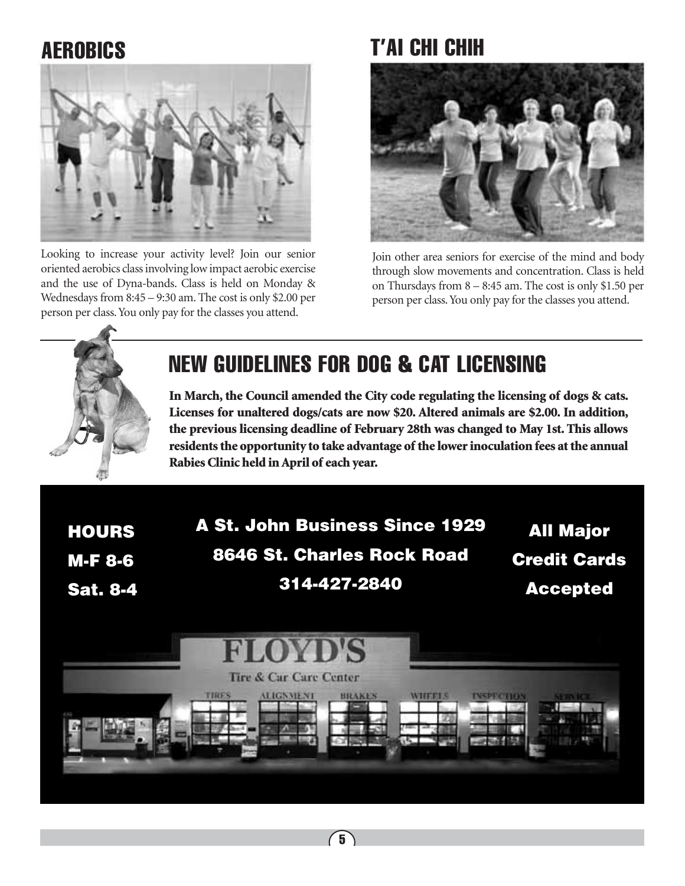## AEROBICS

Looking to increase your activity level? Join our senior oriented aerobics class involving low impact aerobic exercise and the use of Dyna-bands. Class is held on Monday & Wednesdays from 8:45 – 9:30 am. The cost is only $2.00 per person per class. You only pay for the classes you attend.

## T'AI CHI CHIH

Join other area seniors for exercise of the mind and body through slow movements and concentration. Class is held on Thursdays from 8 – 8:45 am. The cost is only $1.50 per person per class. You only pay for the classes you attend.

## NEW GUIDELINES FOR DOG & CAT LICENSING

**In March, the Council amended the City code regulating the licensing of dogs & cats. Licenses for unaltered dogs/cats are now $20. Altered animals are $2.00. In addition, the previous licensing deadline of February 28th was changed to May 1st. This allows residents the opportunity to take advantage of the lower inoculation fees at the annual Rabies Clinic held in April of each year.**

**HOURS**
**M-F 8-6**
**Sat. 8-4**

**A St. John Business Since 1929**
**8646 St. Charles Rock Road**
**314-427-2840**

**All Major Credit Cards Accepted**

FLOYD'S
Tire & Car Care Center
TIRES ALIGNMENT BRAKES WHEELS INSPECTION SERVICE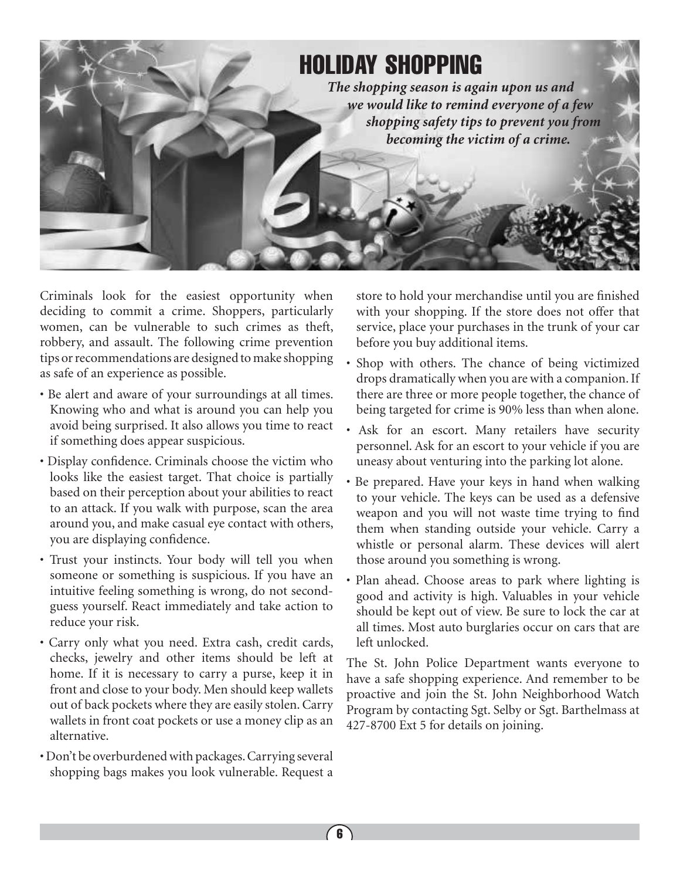# HOLIDAY SHOPPING

***The shopping season is again upon us and we would like to remind everyone of a few shopping safety tips to prevent you from becoming the victim of a crime.***

Criminals look for the easiest opportunity when deciding to commit a crime. Shoppers, particularly women, can be vulnerable to such crimes as theft, robbery, and assault. The following crime prevention tips or recommendations are designed to make shopping as safe of an experience as possible.

- Be alert and aware of your surroundings at all times. Knowing who and what is around you can help you avoid being surprised. It also allows you time to react if something does appear suspicious.
- Display confidence. Criminals choose the victim who looks like the easiest target. That choice is partially based on their perception about your abilities to react to an attack. If you walk with purpose, scan the area around you, and make casual eye contact with others, you are displaying confidence.
- Trust your instincts. Your body will tell you when someone or something is suspicious. If you have an intuitive feeling something is wrong, do not second-guess yourself. React immediately and take action to reduce your risk.
- Carry only what you need. Extra cash, credit cards, checks, jewelry and other items should be left at home. If it is necessary to carry a purse, keep it in front and close to your body. Men should keep wallets out of back pockets where they are easily stolen. Carry wallets in front coat pockets or use a money clip as an alternative.
- Don't be overburdened with packages. Carrying several shopping bags makes you look vulnerable. Request a store to hold your merchandise until you are finished with your shopping. If the store does not offer that service, place your purchases in the trunk of your car before you buy additional items.
- Shop with others. The chance of being victimized drops dramatically when you are with a companion. If there are three or more people together, the chance of being targeted for crime is 90% less than when alone.
- Ask for an escort. Many retailers have security personnel. Ask for an escort to your vehicle if you are uneasy about venturing into the parking lot alone.
- Be prepared. Have your keys in hand when walking to your vehicle. The keys can be used as a defensive weapon and you will not waste time trying to find them when standing outside your vehicle. Carry a whistle or personal alarm. These devices will alert those around you something is wrong.
- Plan ahead. Choose areas to park where lighting is good and activity is high. Valuables in your vehicle should be kept out of view. Be sure to lock the car at all times. Most auto burglaries occur on cars that are left unlocked.

The St. John Police Department wants everyone to have a safe shopping experience. And remember to be proactive and join the St. John Neighborhood Watch Program by contacting Sgt. Selby or Sgt. Barthelmass at 427-8700 Ext 5 for details on joining.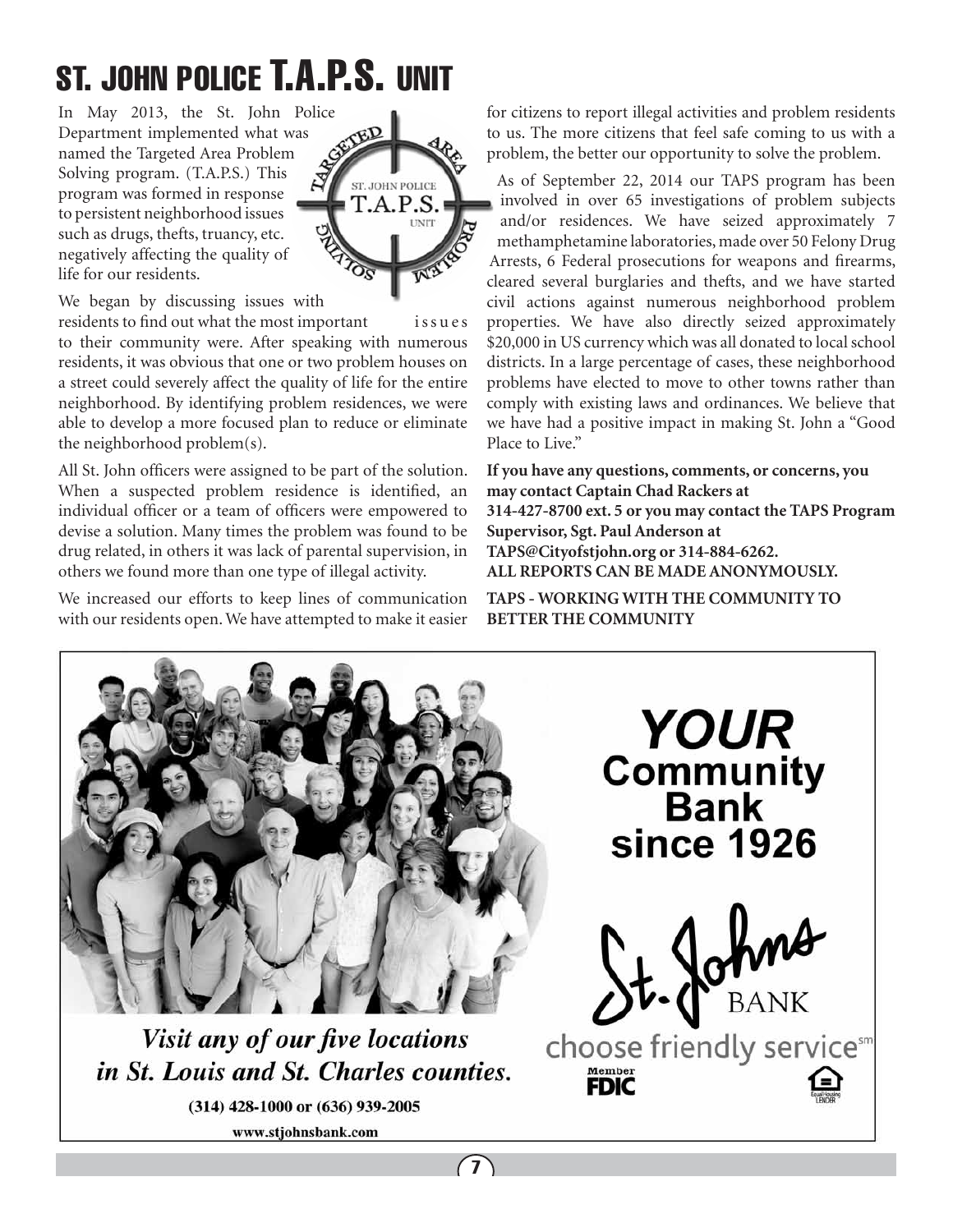# ST. JOHN POLICE T.A.P.S. UNIT

In May 2013, the St. John Police Department implemented what was named the Targeted Area Problem Solving program. (T.A.P.S.) This program was formed in response to persistent neighborhood issues such as drugs, thefts, truancy, etc. negatively affecting the quality of life for our residents.

We began by discussing issues with residents to find out what the most important issues to their community were. After speaking with numerous residents, it was obvious that one or two problem houses on a street could severely affect the quality of life for the entire neighborhood. By identifying problem residences, we were able to develop a more focused plan to reduce or eliminate the neighborhood problem(s).

All St. John officers were assigned to be part of the solution. When a suspected problem residence is identified, an individual officer or a team of officers were empowered to devise a solution. Many times the problem was found to be drug related, in others it was lack of parental supervision, in others we found more than one type of illegal activity.

We increased our efforts to keep lines of communication with our residents open. We have attempted to make it easier for citizens to report illegal activities and problem residents to us. The more citizens that feel safe coming to us with a problem, the better our opportunity to solve the problem.

As of September 22, 2014 our TAPS program has been involved in over 65 investigations of problem subjects and/or residences. We have seized approximately 7 methamphetamine laboratories, made over 50 Felony Drug Arrests, 6 Federal prosecutions for weapons and firearms, cleared several burglaries and thefts, and we have started civil actions against numerous neighborhood problem properties. We have also directly seized approximately $20,000 in US currency which was all donated to local school districts. In a large percentage of cases, these neighborhood problems have elected to move to other towns rather than comply with existing laws and ordinances. We believe that we have had a positive impact in making St. John a "Good Place to Live."

**If you have any questions, comments, or concerns, you may contact Captain Chad Rackers at 314-427-8700 ext. 5 or you may contact the TAPS Program Supervisor, Sgt. Paul Anderson at TAPS@Cityofstjohn.org or 314-884-6262.**
**ALL REPORTS CAN BE MADE ANONYMOUSLY.**

**TAPS - WORKING WITH THE COMMUNITY TO BETTER THE COMMUNITY**

---

**YOUR Community Bank since 1926**

St. Johns BANK

choose friendly service℠

Member FDIC

*Visit any of our five locations in St. Louis and St. Charles counties.*

(314) 428-1000 or (636) 939-2005

www.stjohnsbank.com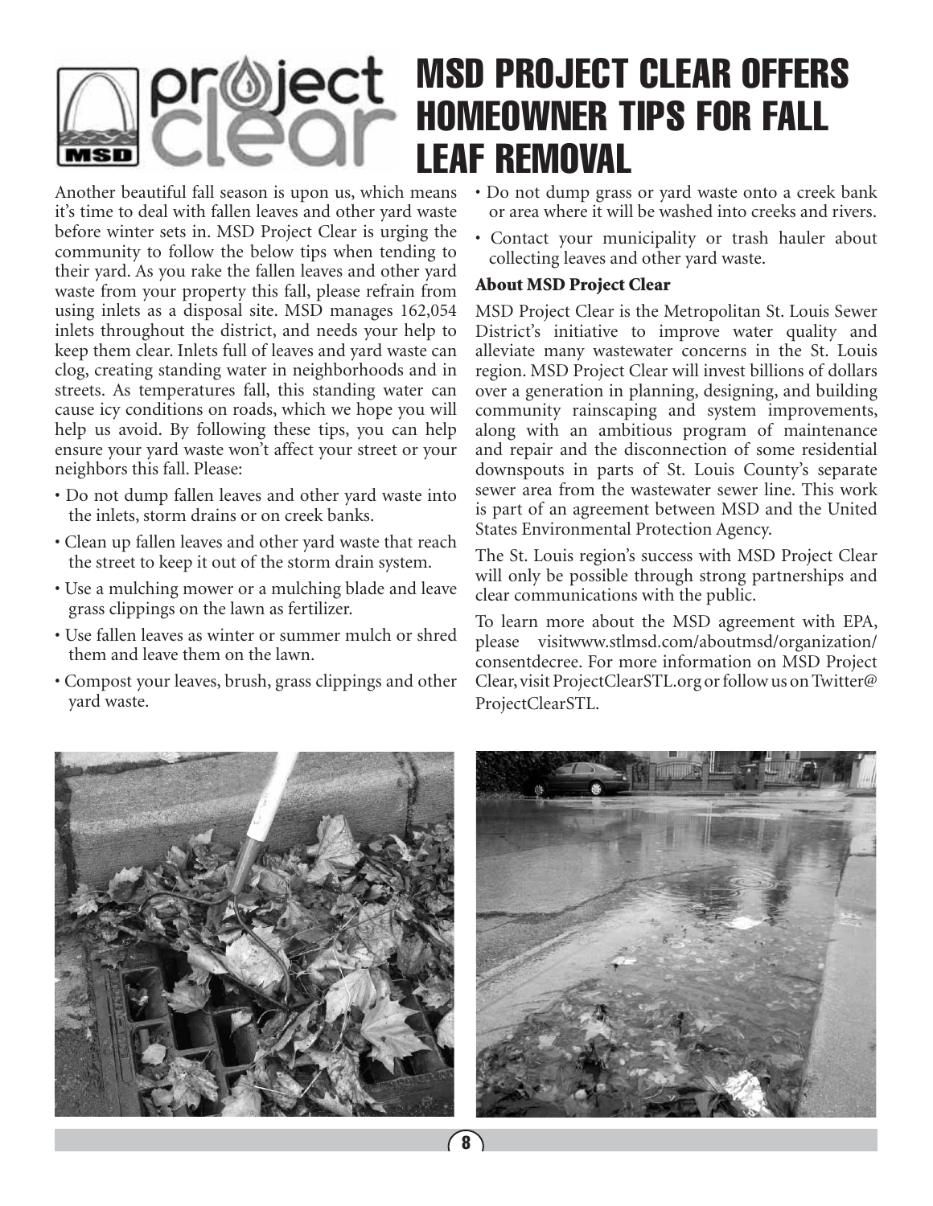# MSD PROJECT CLEAR OFFERS HOMEOWNER TIPS FOR FALL LEAF REMOVAL

Another beautiful fall season is upon us, which means it's time to deal with fallen leaves and other yard waste before winter sets in. MSD Project Clear is urging the community to follow the below tips when tending to their yard. As you rake the fallen leaves and other yard waste from your property this fall, please refrain from using inlets as a disposal site. MSD manages 162,054 inlets throughout the district, and needs your help to keep them clear. Inlets full of leaves and yard waste can clog, creating standing water in neighborhoods and in streets. As temperatures fall, this standing water can cause icy conditions on roads, which we hope you will help us avoid. By following these tips, you can help ensure your yard waste won't affect your street or your neighbors this fall. Please:

- Do not dump fallen leaves and other yard waste into the inlets, storm drains or on creek banks.
- Clean up fallen leaves and other yard waste that reach the street to keep it out of the storm drain system.
- Use a mulching mower or a mulching blade and leave grass clippings on the lawn as fertilizer.
- Use fallen leaves as winter or summer mulch or shred them and leave them on the lawn.
- Compost your leaves, brush, grass clippings and other yard waste.
- Do not dump grass or yard waste onto a creek bank or area where it will be washed into creeks and rivers.
- Contact your municipality or trash hauler about collecting leaves and other yard waste.

### About MSD Project Clear

MSD Project Clear is the Metropolitan St. Louis Sewer District's initiative to improve water quality and alleviate many wastewater concerns in the St. Louis region. MSD Project Clear will invest billions of dollars over a generation in planning, designing, and building community rainscaping and system improvements, along with an ambitious program of maintenance and repair and the disconnection of some residential downspouts in parts of St. Louis County's separate sewer area from the wastewater sewer line. This work is part of an agreement between MSD and the United States Environmental Protection Agency.

The St. Louis region's success with MSD Project Clear will only be possible through strong partnerships and clear communications with the public.

To learn more about the MSD agreement with EPA, please visitwww.stlmsd.com/aboutmsd/organization/consentdecree. For more information on MSD Project Clear, visit ProjectClearSTL.org or follow us on Twitter@ProjectClearSTL.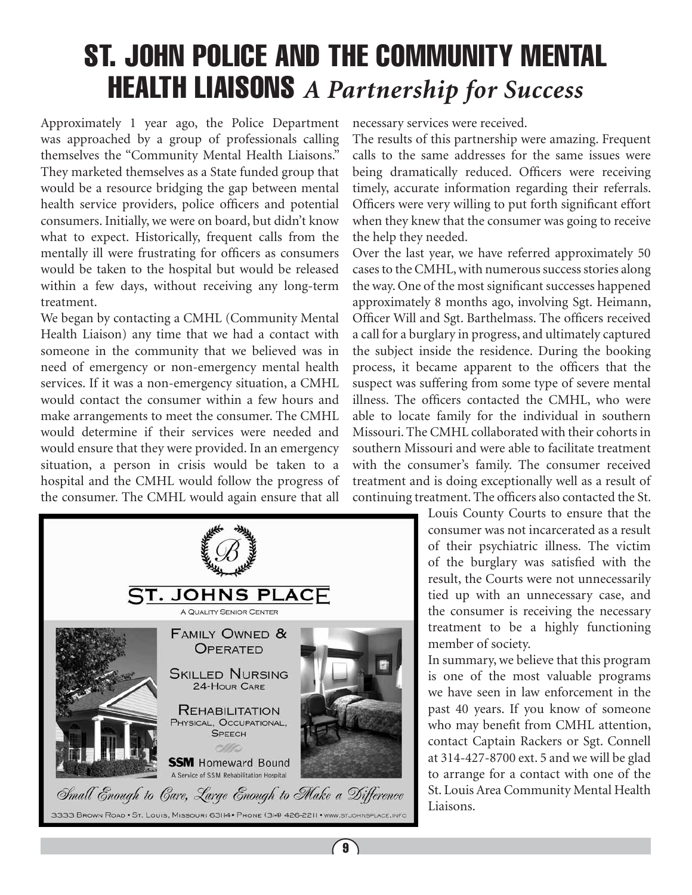# ST. JOHN POLICE AND THE COMMUNITY MENTAL HEALTH LIAISONS *A Partnership for Success*

Approximately 1 year ago, the Police Department was approached by a group of professionals calling themselves the "Community Mental Health Liaisons." They marketed themselves as a State funded group that would be a resource bridging the gap between mental health service providers, police officers and potential consumers. Initially, we were on board, but didn't know what to expect. Historically, frequent calls from the mentally ill were frustrating for officers as consumers would be taken to the hospital but would be released within a few days, without receiving any long-term treatment.

We began by contacting a CMHL (Community Mental Health Liaison) any time that we had a contact with someone in the community that we believed was in need of emergency or non-emergency mental health services. If it was a non-emergency situation, a CMHL would contact the consumer within a few hours and make arrangements to meet the consumer. The CMHL would determine if their services were needed and would ensure that they were provided. In an emergency situation, a person in crisis would be taken to a hospital and the CMHL would follow the progress of the consumer. The CMHL would again ensure that all necessary services were received.

The results of this partnership were amazing. Frequent calls to the same addresses for the same issues were being dramatically reduced. Officers were receiving timely, accurate information regarding their referrals. Officers were very willing to put forth significant effort when they knew that the consumer was going to receive the help they needed.

Over the last year, we have referred approximately 50 cases to the CMHL, with numerous success stories along the way. One of the most significant successes happened approximately 8 months ago, involving Sgt. Heimann, Officer Will and Sgt. Barthelmass. The officers received a call for a burglary in progress, and ultimately captured the subject inside the residence. During the booking process, it became apparent to the officers that the suspect was suffering from some type of severe mental illness. The officers contacted the CMHL, who were able to locate family for the individual in southern Missouri. The CMHL collaborated with their cohorts in southern Missouri and were able to facilitate treatment with the consumer's family. The consumer received treatment and is doing exceptionally well as a result of continuing treatment. The officers also contacted the St. Louis County Courts to ensure that the consumer was not incarcerated as a result of their psychiatric illness. The victim of the burglary was satisfied with the result, the Courts were not unnecessarily tied up with an unnecessary case, and the consumer is receiving the necessary treatment to be a highly functioning member of society.

In summary, we believe that this program is one of the most valuable programs we have seen in law enforcement in the past 40 years. If you know of someone who may benefit from CMHL attention, contact Captain Rackers or Sgt. Connell at 314-427-8700 ext. 5 and we will be glad to arrange for a contact with one of the St. Louis Area Community Mental Health Liaisons.

**ST. JOHNS PLACE**

A QUALITY SENIOR CENTER

FAMILY OWNED & OPERATED

SKILLED NURSING
24-HOUR CARE

REHABILITATION
PHYSICAL, OCCUPATIONAL, SPEECH

**SSM** Homeward Bound
A Service of SSM Rehabilitation Hospital

*Small Enough to Care, Large Enough to Make a Difference*

3333 BROWN ROAD • ST. LOUIS, MISSOURI 63114 • PHONE (314) 426-2211 • WWW.STJOHNSPLACE.INFO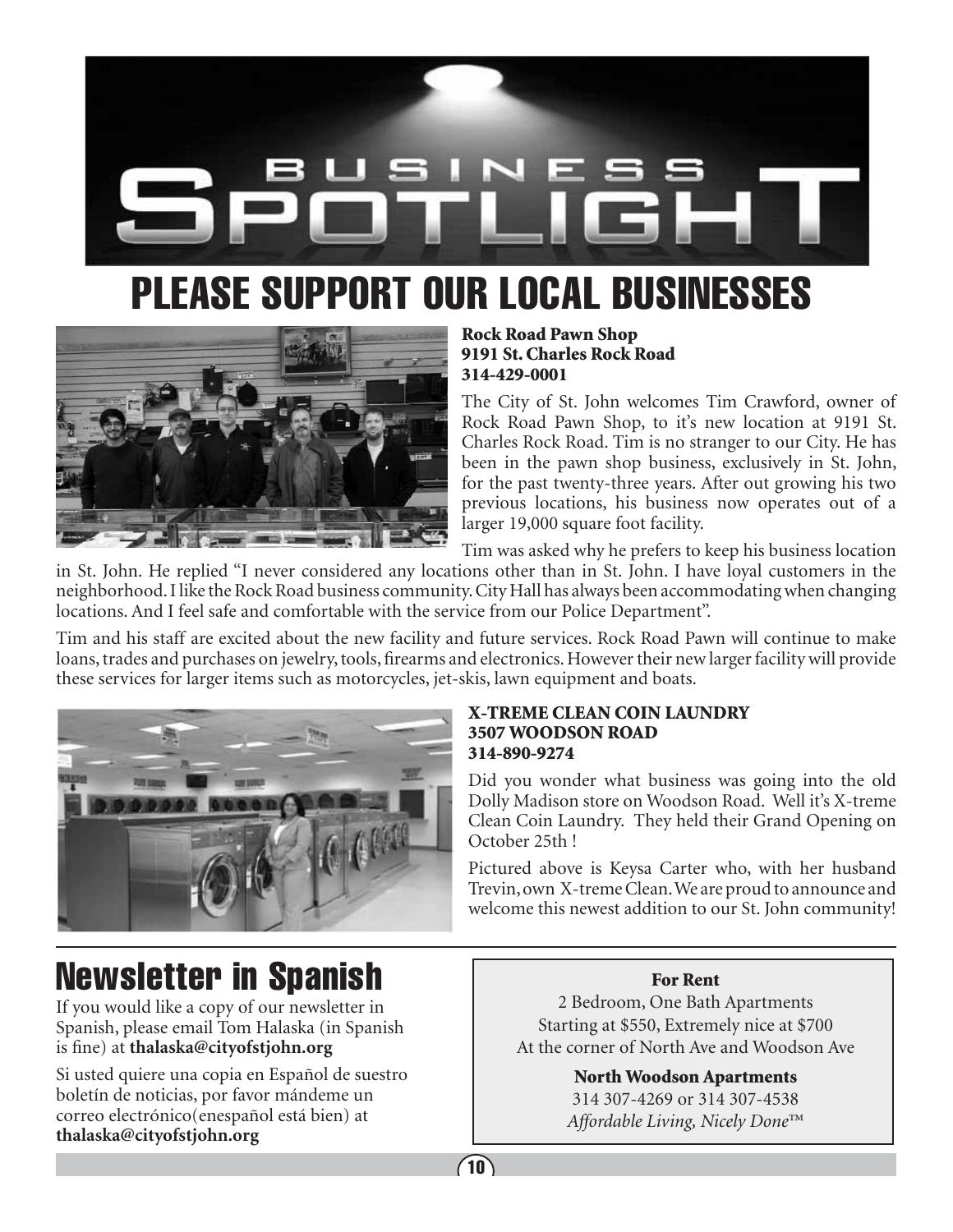# BUSINESS SPOTLIGHT

# PLEASE SUPPORT OUR LOCAL BUSINESSES

**Rock Road Pawn Shop**
**9191 St. Charles Rock Road**
**314-429-0001**

The City of St. John welcomes Tim Crawford, owner of Rock Road Pawn Shop, to it's new location at 9191 St. Charles Rock Road. Tim is no stranger to our City. He has been in the pawn shop business, exclusively in St. John, for the past twenty-three years. After out growing his two previous locations, his business now operates out of a larger 19,000 square foot facility.

Tim was asked why he prefers to keep his business location in St. John. He replied "I never considered any locations other than in St. John. I have loyal customers in the neighborhood. I like the Rock Road business community. City Hall has always been accommodating when changing locations. And I feel safe and comfortable with the service from our Police Department".

Tim and his staff are excited about the new facility and future services. Rock Road Pawn will continue to make loans, trades and purchases on jewelry, tools, firearms and electronics. However their new larger facility will provide these services for larger items such as motorcycles, jet-skis, lawn equipment and boats.

**X-TREME CLEAN COIN LAUNDRY**
**3507 WOODSON ROAD**
**314-890-9274**

Did you wonder what business was going into the old Dolly Madison store on Woodson Road. Well it's X-treme Clean Coin Laundry. They held their Grand Opening on October 25th !

Pictured above is Keysa Carter who, with her husband Trevin, own X-treme Clean. We are proud to announce and welcome this newest addition to our St. John community!

## Newsletter in Spanish

If you would like a copy of our newsletter in Spanish, please email Tom Halaska (in Spanish is fine) at **thalaska@cityofstjohn.org**

Si usted quiere una copia en Español de suestro boletín de noticias, por favor mándeme un correo electrónico(enespañol está bien) at **thalaska@cityofstjohn.org**

**For Rent**

2 Bedroom, One Bath Apartments
Starting at $550, Extremely nice at $700
At the corner of North Ave and Woodson Ave

**North Woodson Apartments**

314 307-4269 or 314 307-4538
*Affordable Living, Nicely Done™*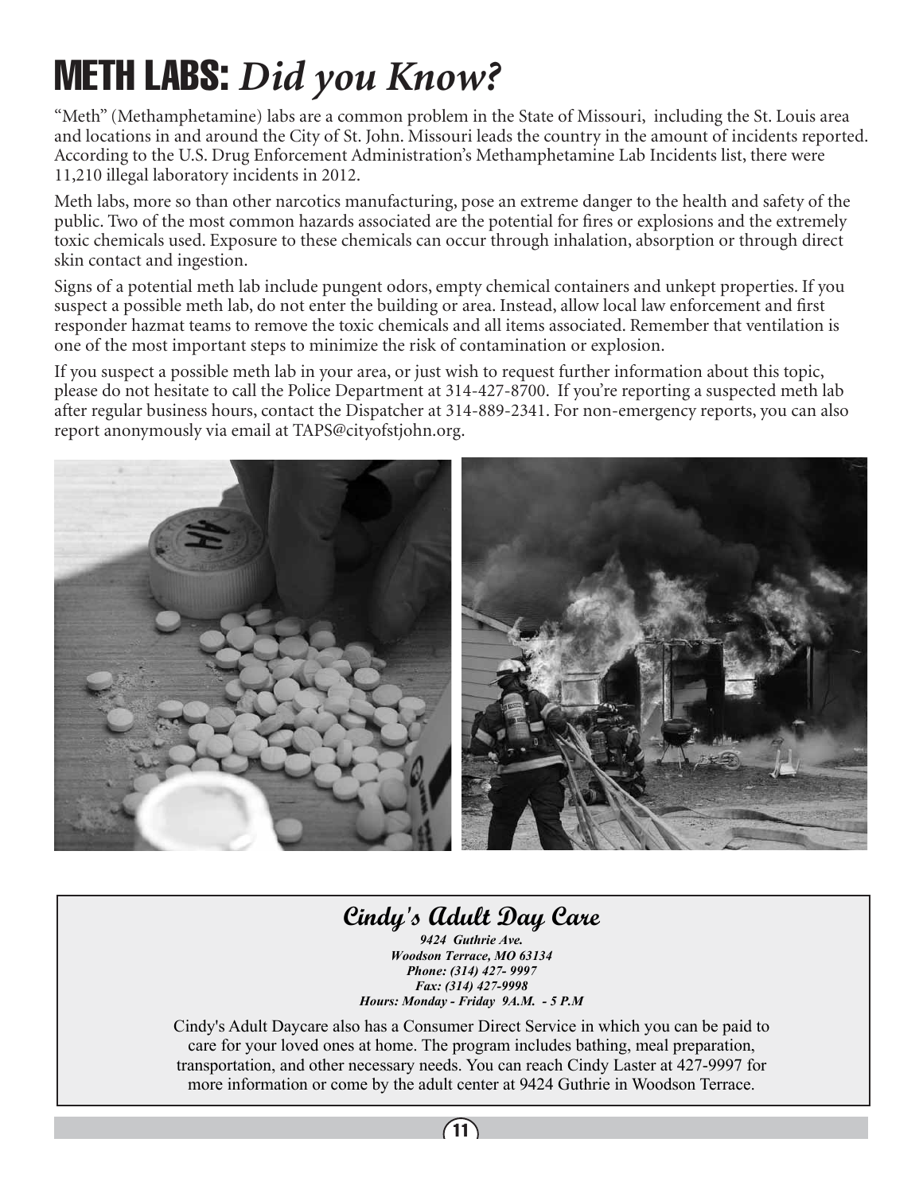# METH LABS: *Did you Know?*

"Meth" (Methamphetamine) labs are a common problem in the State of Missouri, including the St. Louis area and locations in and around the City of St. John. Missouri leads the country in the amount of incidents reported. According to the U.S. Drug Enforcement Administration's Methamphetamine Lab Incidents list, there were 11,210 illegal laboratory incidents in 2012.

Meth labs, more so than other narcotics manufacturing, pose an extreme danger to the health and safety of the public. Two of the most common hazards associated are the potential for fires or explosions and the extremely toxic chemicals used. Exposure to these chemicals can occur through inhalation, absorption or through direct skin contact and ingestion.

Signs of a potential meth lab include pungent odors, empty chemical containers and unkept properties. If you suspect a possible meth lab, do not enter the building or area. Instead, allow local law enforcement and first responder hazmat teams to remove the toxic chemicals and all items associated. Remember that ventilation is one of the most important steps to minimize the risk of contamination or explosion.

If you suspect a possible meth lab in your area, or just wish to request further information about this topic, please do not hesitate to call the Police Department at 314-427-8700. If you're reporting a suspected meth lab after regular business hours, contact the Dispatcher at 314-889-2341. For non-emergency reports, you can also report anonymously via email at TAPS@cityofstjohn.org.

## Cindy's Adult Day Care

*9424 Guthrie Ave.*
*Woodson Terrace, MO 63134*
*Phone: (314) 427- 9997*
*Fax: (314) 427-9998*
*Hours: Monday - Friday 9A.M. - 5 P.M*

Cindy's Adult Daycare also has a Consumer Direct Service in which you can be paid to care for your loved ones at home. The program includes bathing, meal preparation, transportation, and other necessary needs. You can reach Cindy Laster at 427-9997 for more information or come by the adult center at 9424 Guthrie in Woodson Terrace.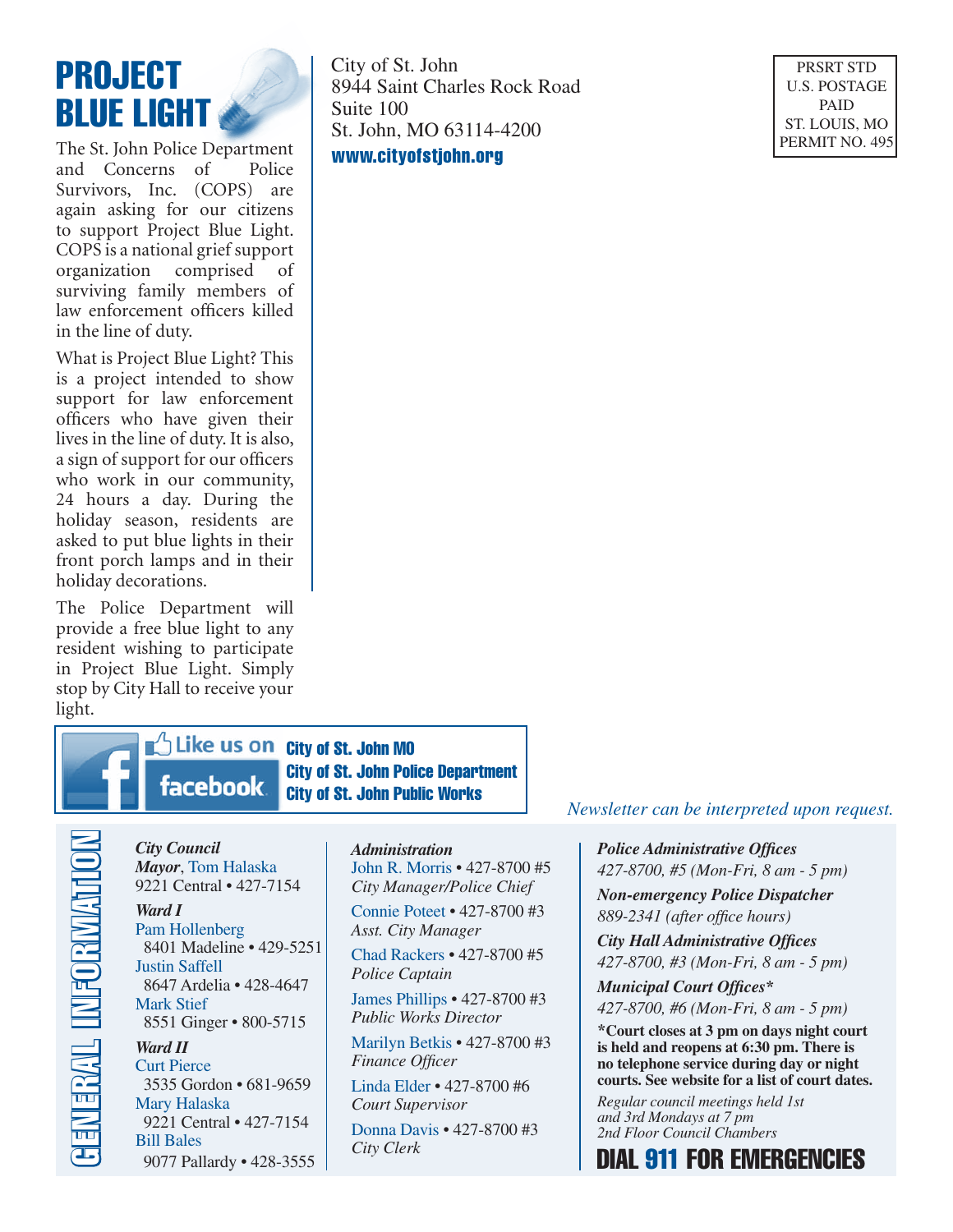# PROJECT BLUE LIGHT

The St. John Police Department and Concerns of Police Survivors, Inc. (COPS) are again asking for our citizens to support Project Blue Light. COPS is a national grief support organization comprised of surviving family members of law enforcement officers killed in the line of duty.

What is Project Blue Light? This is a project intended to show support for law enforcement officers who have given their lives in the line of duty. It is also, a sign of support for our officers who work in our community, 24 hours a day. During the holiday season, residents are asked to put blue lights in their front porch lamps and in their holiday decorations.

The Police Department will provide a free blue light to any resident wishing to participate in Project Blue Light. Simply stop by City Hall to receive your light.

City of St. John
8944 Saint Charles Rock Road
Suite 100
St. John, MO 63114-4200
**www.cityofstjohn.org**

PRSRT STD
U.S. POSTAGE
PAID
ST. LOUIS, MO
PERMIT NO. 495

Like us on facebook
**City of St. John MO**
**City of St. John Police Department**
**City of St. John Public Works**

*Newsletter can be interpreted upon request.*

## GENERAL INFORMATION

***City Council***

***Mayor***, Tom Halaska
9221 Central • 427-7154

***Ward I***

Pam Hollenberg
8401 Madeline • 429-5251

Justin Saffell
8647 Ardelia • 428-4647

Mark Stief
8551 Ginger • 800-5715

***Ward II***

Curt Pierce
3535 Gordon • 681-9659

Mary Halaska
9221 Central • 427-7154

Bill Bales
9077 Pallardy • 428-3555

***Administration***

John R. Morris • 427-8700 #5
*City Manager/Police Chief*

Connie Poteet • 427-8700 #3
*Asst. City Manager*

Chad Rackers • 427-8700 #5
*Police Captain*

James Phillips • 427-8700 #3
*Public Works Director*

Marilyn Betkis • 427-8700 #3
*Finance Officer*

Linda Elder • 427-8700 #6
*Court Supervisor*

Donna Davis • 427-8700 #3
*City Clerk*

***Police Administrative Offices***
*427-8700, #5 (Mon-Fri, 8 am - 5 pm)*

***Non-emergency Police Dispatcher***
*889-2341 (after office hours)*

***City Hall Administrative Offices***
*427-8700, #3 (Mon-Fri, 8 am - 5 pm)*

***Municipal Court Offices****
*427-8700, #6 (Mon-Fri, 8 am - 5 pm)*

**\*Court closes at 3 pm on days night court is held and reopens at 6:30 pm. There is no telephone service during day or night courts. See website for a list of court dates.**

*Regular council meetings held 1st and 3rd Mondays at 7 pm*
*2nd Floor Council Chambers*

**DIAL 911 FOR EMERGENCIES**